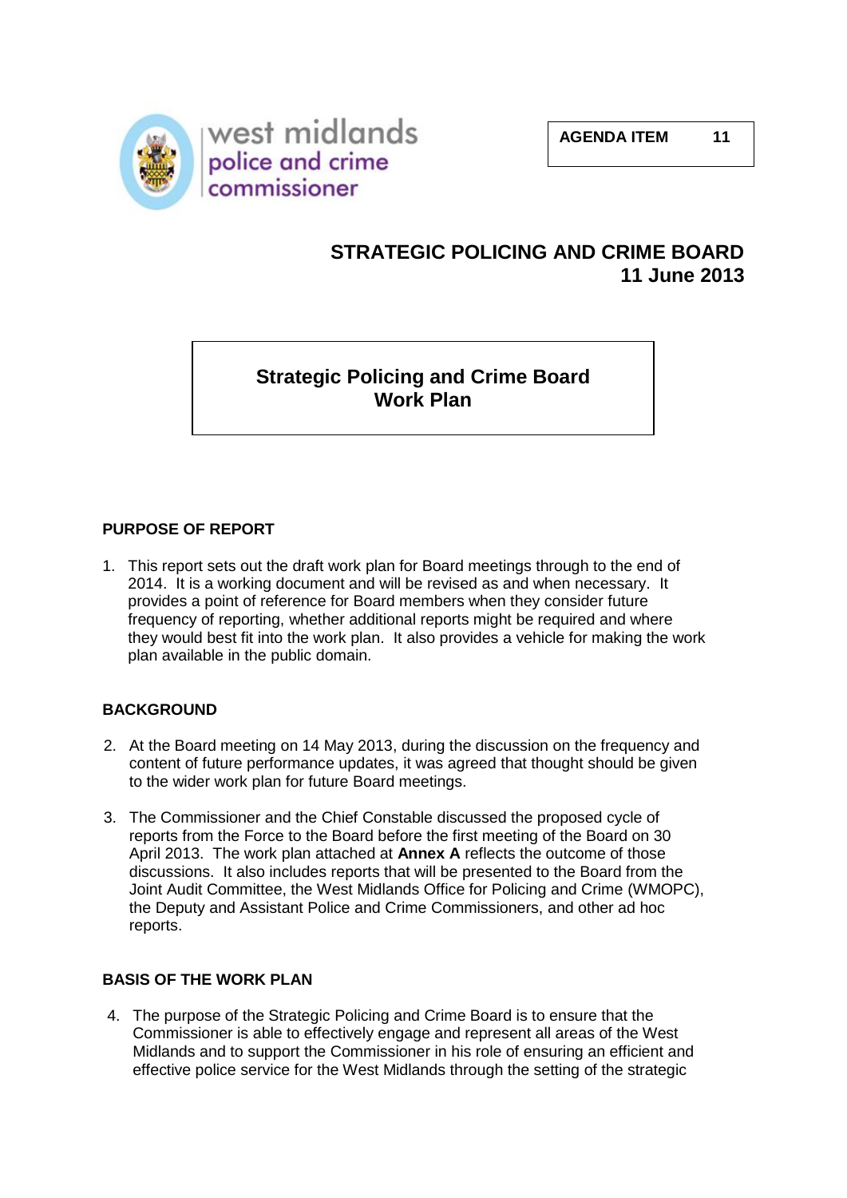west midlands
police and crime
commissioner

**AGENDA ITEM 11**

# STRATEGIC POLICING AND CRIME BOARD
## 11 June 2013

## Strategic Policing and Crime Board Work Plan

### PURPOSE OF REPORT

1. This report sets out the draft work plan for Board meetings through to the end of 2014. It is a working document and will be revised as and when necessary. It provides a point of reference for Board members when they consider future frequency of reporting, whether additional reports might be required and where they would best fit into the work plan. It also provides a vehicle for making the work plan available in the public domain.

### BACKGROUND

2. At the Board meeting on 14 May 2013, during the discussion on the frequency and content of future performance updates, it was agreed that thought should be given to the wider work plan for future Board meetings.

3. The Commissioner and the Chief Constable discussed the proposed cycle of reports from the Force to the Board before the first meeting of the Board on 30 April 2013. The work plan attached at **Annex A** reflects the outcome of those discussions. It also includes reports that will be presented to the Board from the Joint Audit Committee, the West Midlands Office for Policing and Crime (WMOPC), the Deputy and Assistant Police and Crime Commissioners, and other ad hoc reports.

### BASIS OF THE WORK PLAN

4. The purpose of the Strategic Policing and Crime Board is to ensure that the Commissioner is able to effectively engage and represent all areas of the West Midlands and to support the Commissioner in his role of ensuring an efficient and effective police service for the West Midlands through the setting of the strategic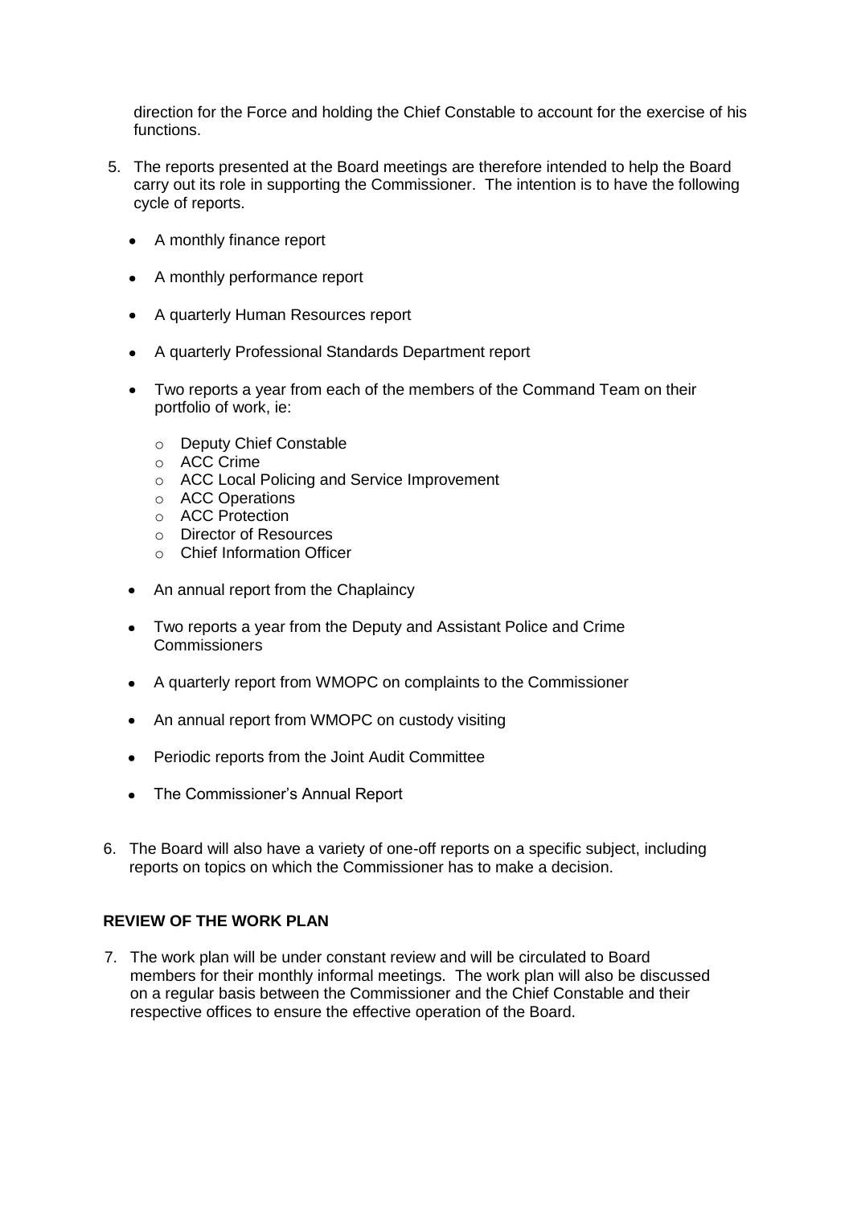direction for the Force and holding the Chief Constable to account for the exercise of his functions.

5. The reports presented at the Board meetings are therefore intended to help the Board carry out its role in supporting the Commissioner. The intention is to have the following cycle of reports.

   - A monthly finance report
   - A monthly performance report
   - A quarterly Human Resources report
   - A quarterly Professional Standards Department report
   - Two reports a year from each of the members of the Command Team on their portfolio of work, ie:
     - Deputy Chief Constable
     - ACC Crime
     - ACC Local Policing and Service Improvement
     - ACC Operations
     - ACC Protection
     - Director of Resources
     - Chief Information Officer
   - An annual report from the Chaplaincy
   - Two reports a year from the Deputy and Assistant Police and Crime Commissioners
   - A quarterly report from WMOPC on complaints to the Commissioner
   - An annual report from WMOPC on custody visiting
   - Periodic reports from the Joint Audit Committee
   - The Commissioner's Annual Report

6. The Board will also have a variety of one-off reports on a specific subject, including reports on topics on which the Commissioner has to make a decision.

**REVIEW OF THE WORK PLAN**

7. The work plan will be under constant review and will be circulated to Board members for their monthly informal meetings. The work plan will also be discussed on a regular basis between the Commissioner and the Chief Constable and their respective offices to ensure the effective operation of the Board.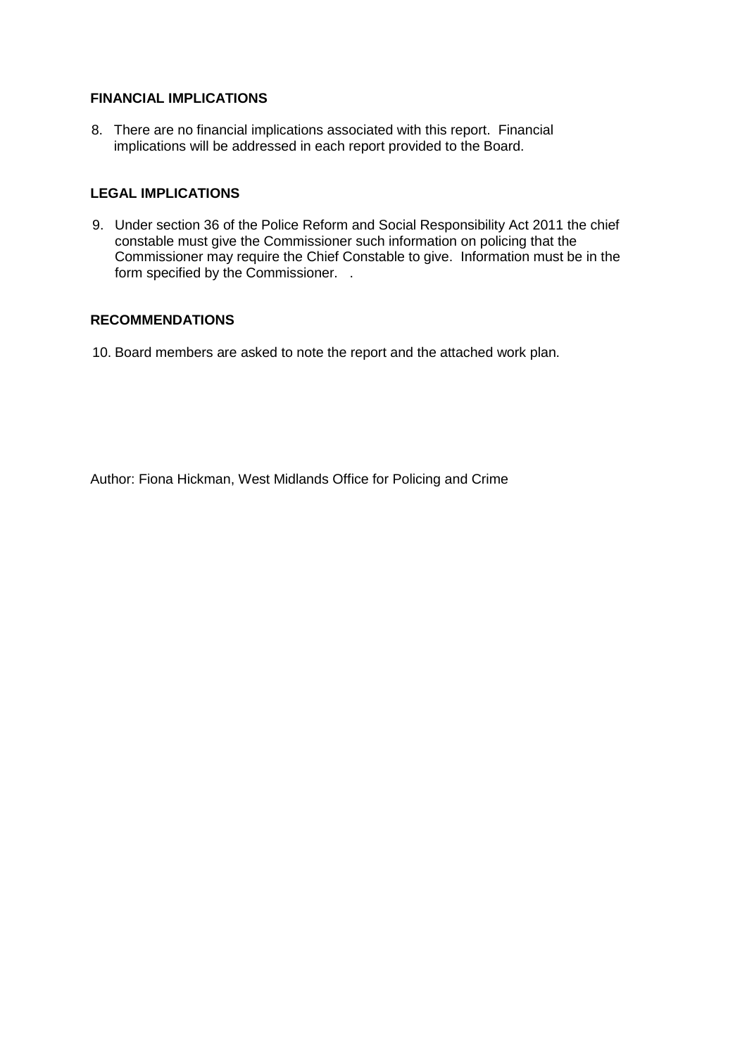**FINANCIAL IMPLICATIONS**

8. There are no financial implications associated with this report. Financial implications will be addressed in each report provided to the Board.

**LEGAL IMPLICATIONS**

9. Under section 36 of the Police Reform and Social Responsibility Act 2011 the chief constable must give the Commissioner such information on policing that the Commissioner may require the Chief Constable to give. Information must be in the form specified by the Commissioner. .

**RECOMMENDATIONS**

10. Board members are asked to note the report and the attached work plan.

Author: Fiona Hickman, West Midlands Office for Policing and Crime